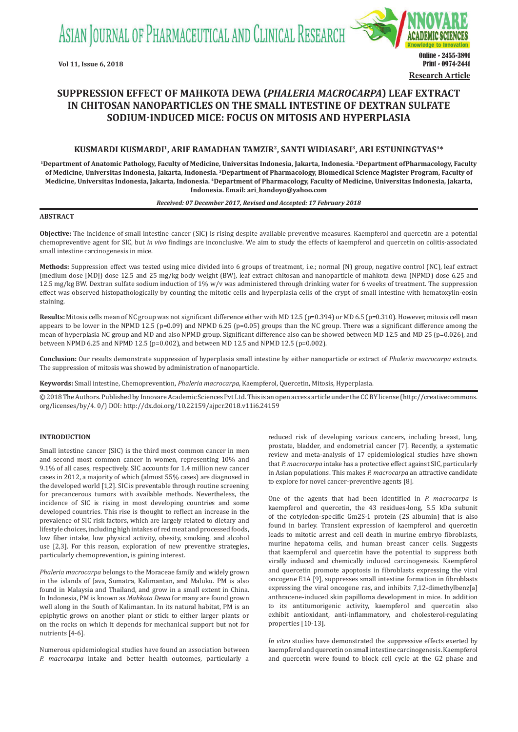Research Article

# SUPPRESSION EFFECT OF MAHKOTA DEWA (*PHALERIA MACROCARPA*) LEAF EXTRACT IN CHITOSAN NANOPARTICLES ON THE SMALL INTESTINE OF DEXTRAN SULFATE SODIUM-INDUCED MICE: FOCUS ON MITOSIS AND HYPERPLASIA

**KUSMARDI KUSMARDI[1], ARIF RAMADHAN TAMZIR[2], SANTI WIDIASARI[3], ARI ESTUNINGTYAS[4]***

[1]Department of Anatomic Pathology, Faculty of Medicine, Universitas Indonesia, Jakarta, Indonesia. [2]Department ofPharmacology, Faculty of Medicine, Universitas Indonesia, Jakarta, Indonesia. [3]Department of Pharmacology, Biomedical Science Magister Program, Faculty of Medicine, Universitas Indonesia, Jakarta, Indonesia. [4]Department of Pharmacology, Faculty of Medicine, Universitas Indonesia, Jakarta, Indonesia. Email: ari_handoyo@yahoo.com

*Received: 07 December 2017, Revised and Accepted: 17 February 2018*

## ABSTRACT

**Objective:** The incidence of small intestine cancer (SIC) is rising despite available preventive measures. Kaempferol and quercetin are a potential chemopreventive agent for SIC, but *in vivo* findings are inconclusive. We aim to study the effects of kaempferol and quercetin on colitis-associated small intestine carcinogenesis in mice.

**Methods:** Suppression effect was tested using mice divided into 6 groups of treatment, i.e.; normal (N) group, negative control (NC), leaf extract (medium dose [MD]) dose 12.5 and 25 mg/kg body weight (BW), leaf extract chitosan and nanoparticle of mahkota dewa (NPMD) dose 6.25 and 12.5 mg/kg BW. Dextran sulfate sodium induction of 1% w/v was administered through drinking water for 6 weeks of treatment. The suppression effect was observed histopathologically by counting the mitotic cells and hyperplasia cells of the crypt of small intestine with hematoxylin-eosin staining.

**Results:** Mitosis cells mean of NC group was not significant difference either with MD 12.5 ($p=0.394$) or MD 6.5 ($p=0.310$). However, mitosis cell mean appears to be lower in the NPMD 12.5 ($p=0.09$) and NPMD 6.25 ($p=0.05$) groups than the NC group. There was a significant difference among the mean of hyperplasia NC group and MD and also NPMD group. Significant difference also can be showed between MD 12.5 and MD 25 ($p=0.026$), and between NPMD 6.25 and NPMD 12.5 ($p=0.002$), and between MD 12.5 and NPMD 12.5 ($p=0.002$).

**Conclusion:** Our results demonstrate suppression of hyperplasia small intestine by either nanoparticle or extract of *Phaleria macrocarpa* extracts. The suppression of mitosis was showed by administration of nanoparticle.

**Keywords:** Small intestine, Chemoprevention, *Phaleria macrocarpa*, Kaempferol, Quercetin, Mitosis, Hyperplasia.

© 2018 The Authors. Published by Innovare Academic Sciences Pvt Ltd. This is an open access article under the CC BY license (http://creativecommons.org/licenses/by/4. 0/) DOI: http://dx.doi.org/10.22159/ajpcr.2018.v11i6.24159

## INTRODUCTION

Small intestine cancer (SIC) is the third most common cancer in men and second most common cancer in women, representing 10% and 9.1% of all cases, respectively. SIC accounts for 1.4 million new cancer cases in 2012, a majority of which (almost 55% cases) are diagnosed in the developed world [1,2]. SIC is preventable through routine screening for precancerous tumors with available methods. Nevertheless, the incidence of SIC is rising in most developing countries and some developed countries. This rise is thought to reflect an increase in the prevalence of SIC risk factors, which are largely related to dietary and lifestyle choices, including high intakes of red meat and processed foods, low fiber intake, low physical activity, obesity, smoking, and alcohol use [2,3]. For this reason, exploration of new preventive strategies, particularly chemoprevention, is gaining interest.

*Phaleria macrocarpa* belongs to the Moraceae family and widely grown in the islands of Java, Sumatra, Kalimantan, and Maluku. PM is also found in Malaysia and Thailand, and grow in a small extent in China. In Indonesia, PM is known as *Mahkota Dewa* for many are found grown well along in the South of Kalimantan. In its natural habitat, PM is an epiphytic grows on another plant or stick to either larger plants or on the rocks on which it depends for mechanical support but not for nutrients [4-6].

Numerous epidemiological studies have found an association between *P. macrocarpa* intake and better health outcomes, particularly a reduced risk of developing various cancers, including breast, lung, prostate, bladder, and endometrial cancer [7]. Recently, a systematic review and meta-analysis of 17 epidemiological studies have shown that *P. macrocarpa* intake has a protective effect against SIC, particularly in Asian populations. This makes *P. macrocarpa* an attractive candidate to explore for novel cancer-preventive agents [8].

One of the agents that had been identified in *P. macrocarpa* is kaempferol and quercetin, the 43 residues-long, 5.5 kDa subunit of the cotyledon-specific Gm2S-1 protein (2S albumin) that is also found in barley. Transient expression of kaempferol and quercetin leads to mitotic arrest and cell death in murine embryo fibroblasts, murine hepatoma cells, and human breast cancer cells. Suggests that kaempferol and quercetin have the potential to suppress both virally and chemically induced carcinogenesis. Kaempferol and quercetin promote apoptosis in fibroblasts expressing the viral oncogene E1A [9], suppresses small intestine formation in fibroblasts expressing the viral oncogene ras, and inhibits 7,12-dimethylbenz[a] anthracene-induced skin papilloma development in mice. In addition to its antitumorigenic activity, kaempferol and quercetin also exhibit antioxidant, anti-inflammatory, and cholesterol-regulating properties [10-13].

*In vitro* studies have demonstrated the suppressive effects exerted by kaempferol and quercetin on small intestine carcinogenesis. Kaempferol and quercetin were found to block cell cycle at the G2 phase and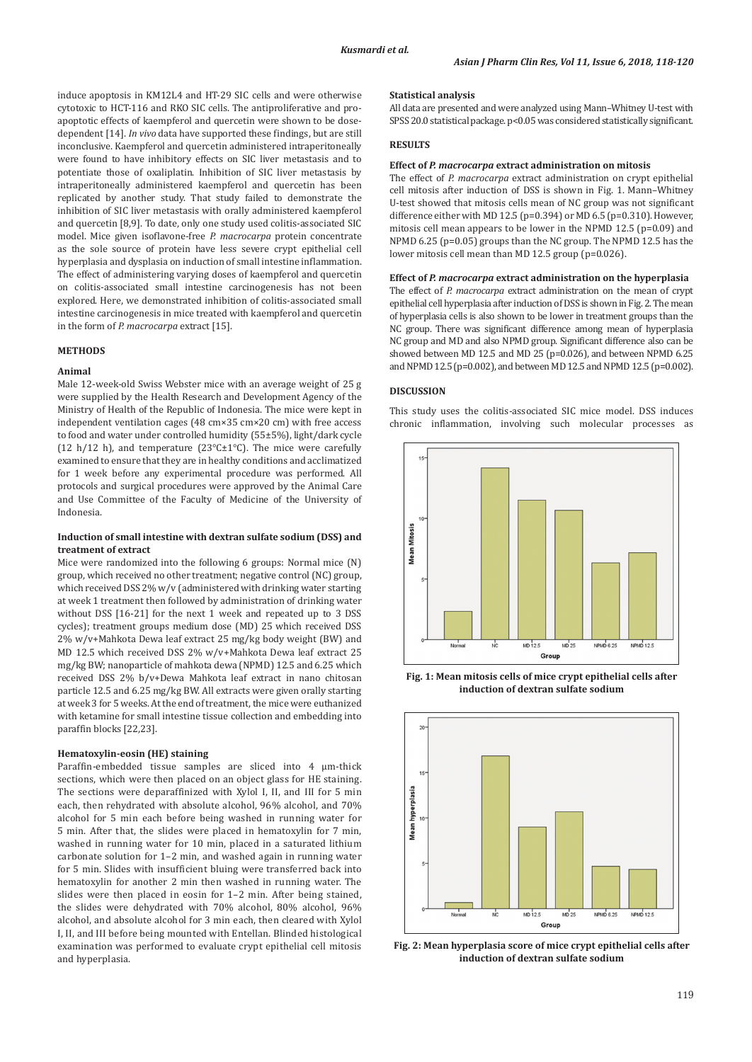induce apoptosis in KM12L4 and HT-29 SIC cells and were otherwise cytotoxic to HCT-116 and RKO SIC cells. The antiproliferative and pro-apoptotic effects of kaempferol and quercetin were shown to be dose-dependent [14]. *In vivo* data have supported these findings, but are still inconclusive. Kaempferol and quercetin administered intraperitoneally were found to have inhibitory effects on SIC liver metastasis and to potentiate those of oxaliplatin. Inhibition of SIC liver metastasis by intraperitoneally administered kaempferol and quercetin has been replicated by another study. That study failed to demonstrate the inhibition of SIC liver metastasis with orally administered kaempferol and quercetin [8,9]. To date, only one study used colitis-associated SIC model. Mice given isoflavone-free *P. macrocarpa* protein concentrate as the sole source of protein have less severe crypt epithelial cell hyperplasia and dysplasia on induction of small intestine inflammation. The effect of administering varying doses of kaempferol and quercetin on colitis-associated small intestine carcinogenesis has not been explored. Here, we demonstrated inhibition of colitis-associated small intestine carcinogenesis in mice treated with kaempferol and quercetin in the form of *P. macrocarpa* extract [15].

## METHODS

### Animal

Male 12-week-old Swiss Webster mice with an average weight of 25 g were supplied by the Health Research and Development Agency of the Ministry of Health of the Republic of Indonesia. The mice were kept in independent ventilation cages (48 cm×35 cm×20 cm) with free access to food and water under controlled humidity (55±5%), light/dark cycle (12 h/12 h), and temperature (23°C±1°C). The mice were carefully examined to ensure that they are in healthy conditions and acclimatized for 1 week before any experimental procedure was performed. All protocols and surgical procedures were approved by the Animal Care and Use Committee of the Faculty of Medicine of the University of Indonesia.

### Induction of small intestine with dextran sulfate sodium (DSS) and treatment of extract

Mice were randomized into the following 6 groups: Normal mice (N) group, which received no other treatment; negative control (NC) group, which received DSS 2% w/v (administered with drinking water starting at week 1 treatment then followed by administration of drinking water without DSS [16-21] for the next 1 week and repeated up to 3 DSS cycles); treatment groups medium dose (MD) 25 which received DSS 2% w/v+Mahkota Dewa leaf extract 25 mg/kg body weight (BW) and MD 12.5 which received DSS 2% w/v+Mahkota Dewa leaf extract 25 mg/kg BW; nanoparticle of mahkota dewa (NPMD) 12.5 and 6.25 which received DSS 2% b/v+Dewa Mahkota leaf extract in nano chitosan particle 12.5 and 6.25 mg/kg BW. All extracts were given orally starting at week 3 for 5 weeks. At the end of treatment, the mice were euthanized with ketamine for small intestine tissue collection and embedding into paraffin blocks [22,23].

### Hematoxylin-eosin (HE) staining

Paraffin-embedded tissue samples are sliced into 4 μm-thick sections, which were then placed on an object glass for HE staining. The sections were deparaffinized with Xylol I, II, and III for 5 min each, then rehydrated with absolute alcohol, 96% alcohol, and 70% alcohol for 5 min each before being washed in running water for 5 min. After that, the slides were placed in hematoxylin for 7 min, washed in running water for 10 min, placed in a saturated lithium carbonate solution for 1–2 min, and washed again in running water for 5 min. Slides with insufficient bluing were transferred back into hematoxylin for another 2 min then washed in running water. The slides were then placed in eosin for 1–2 min. After being stained, the slides were dehydrated with 70% alcohol, 80% alcohol, 96% alcohol, and absolute alcohol for 3 min each, then cleared with Xylol I, II, and III before being mounted with Entellan. Blinded histological examination was performed to evaluate crypt epithelial cell mitosis and hyperplasia.

### Statistical analysis

All data are presented and were analyzed using Mann–Whitney U-test with SPSS 20.0 statistical package. $p<0.05$ was considered statistically significant.

## RESULTS

### Effect of *P. macrocarpa* extract administration on mitosis

The effect of *P. macrocarpa* extract administration on crypt epithelial cell mitosis after induction of DSS is shown in Fig. 1. Mann–Whitney U-test showed that mitosis cells mean of NC group was not significant difference either with MD 12.5 ($p=0.394$) or MD 6.5 ($p=0.310$). However, mitosis cell mean appears to be lower in the NPMD 12.5 ($p=0.09$) and NPMD 6.25 ($p=0.05$) groups than the NC group. The NPMD 12.5 has the lower mitosis cell mean than MD 12.5 group ($p=0.026$).

### Effect of *P. macrocarpa* extract administration on the hyperplasia

The effect of *P. macrocarpa* extract administration on the mean of crypt epithelial cell hyperplasia after induction of DSS is shown in Fig. 2. The mean of hyperplasia cells is also shown to be lower in treatment groups than the NC group. There was significant difference among mean of hyperplasia NC group and MD and also NPMD group. Significant difference also can be showed between MD 12.5 and MD 25 ($p=0.026$), and between NPMD 6.25 and NPMD 12.5 ($p=0.002$), and between MD 12.5 and NPMD 12.5 ($p=0.002$).

## DISCUSSION

This study uses the colitis-associated SIC mice model. DSS induces chronic inflammation, involving such molecular processes as

**Fig. 1: Mean mitosis cells of mice crypt epithelial cells after induction of dextran sulfate sodium**

**Fig. 2: Mean hyperplasia score of mice crypt epithelial cells after induction of dextran sulfate sodium**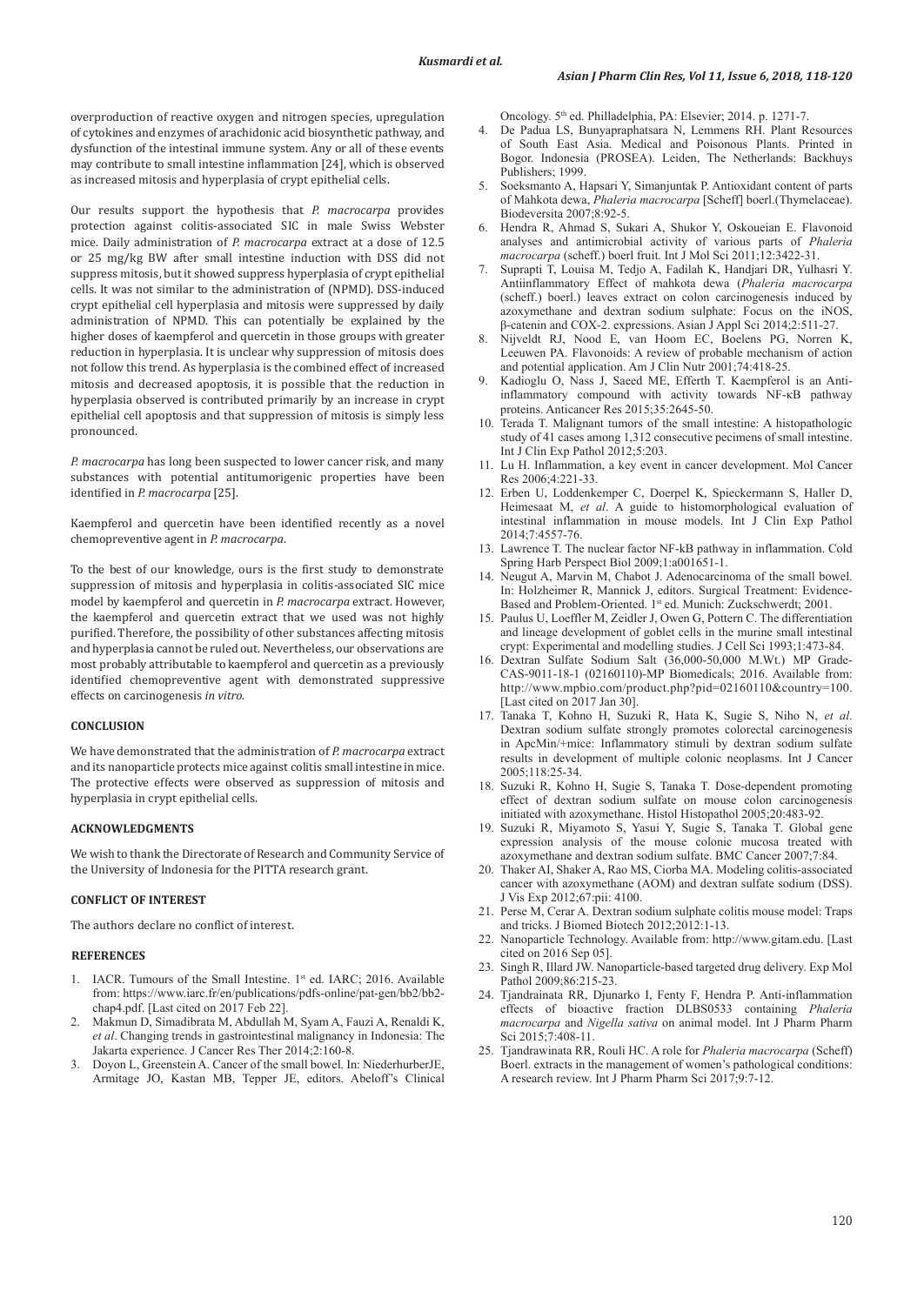overproduction of reactive oxygen and nitrogen species, upregulation of cytokines and enzymes of arachidonic acid biosynthetic pathway, and dysfunction of the intestinal immune system. Any or all of these events may contribute to small intestine inflammation [24], which is observed as increased mitosis and hyperplasia of crypt epithelial cells.

Our results support the hypothesis that *P. macrocarpa* provides protection against colitis-associated SIC in male Swiss Webster mice. Daily administration of *P. macrocarpa* extract at a dose of 12.5 or 25 mg/kg BW after small intestine induction with DSS did not suppress mitosis, but it showed suppress hyperplasia of crypt epithelial cells. It was not similar to the administration of (NPMD). DSS-induced crypt epithelial cell hyperplasia and mitosis were suppressed by daily administration of NPMD. This can potentially be explained by the higher doses of kaempferol and quercetin in those groups with greater reduction in hyperplasia. It is unclear why suppression of mitosis does not follow this trend. As hyperplasia is the combined effect of increased mitosis and decreased apoptosis, it is possible that the reduction in hyperplasia observed is contributed primarily by an increase in crypt epithelial cell apoptosis and that suppression of mitosis is simply less pronounced.

*P. macrocarpa* has long been suspected to lower cancer risk, and many substances with potential antitumorigenic properties have been identified in *P. macrocarpa* [25].

Kaempferol and quercetin have been identified recently as a novel chemopreventive agent in *P. macrocarpa*.

To the best of our knowledge, ours is the first study to demonstrate suppression of mitosis and hyperplasia in colitis-associated SIC mice model by kaempferol and quercetin in *P. macrocarpa* extract. However, the kaempferol and quercetin extract that we used was not highly purified. Therefore, the possibility of other substances affecting mitosis and hyperplasia cannot be ruled out. Nevertheless, our observations are most probably attributable to kaempferol and quercetin as a previously identified chemopreventive agent with demonstrated suppressive effects on carcinogenesis *in vitro*.

## CONCLUSION

We have demonstrated that the administration of *P. macrocarpa* extract and its nanoparticle protects mice against colitis small intestine in mice. The protective effects were observed as suppression of mitosis and hyperplasia in crypt epithelial cells.

## ACKNOWLEDGMENTS

We wish to thank the Directorate of Research and Community Service of the University of Indonesia for the PITTA research grant.

## CONFLICT OF INTEREST

The authors declare no conflict of interest.

## REFERENCES

1. IACR. Tumours of the Small Intestine. 1st ed. IARC; 2016. Available from: https://www.iarc.fr/en/publications/pdfs-online/pat-gen/bb2/bb2-chap4.pdf. [Last cited on 2017 Feb 22].
2. Makmun D, Simadibrata M, Abdullah M, Syam A, Fauzi A, Renaldi K, *et al*. Changing trends in gastrointestinal malignancy in Indonesia: The Jakarta experience. J Cancer Res Ther 2014;2:160-8.
3. Doyon L, Greenstein A. Cancer of the small bowel. In: NiederhurberJE, Armitage JO, Kastan MB, Tepper JE, editors. Abeloff's Clinical Oncology. 5th ed. Philladelphia, PA: Elsevier; 2014. p. 1271-7.
4. De Padua LS, Bunyapraphatsara N, Lemmens RH. Plant Resources of South East Asia. Medical and Poisonous Plants. Printed in Bogor. Indonesia (PROSEA). Leiden, The Netherlands: Backhuys Publishers; 1999.
5. Soeksmanto A, Hapsari Y, Simanjuntak P. Antioxidant content of parts of Mahkota dewa, *Phaleria macrocarpa* [Scheff] boerl.(Thymelaceae). Biodeversita 2007;8:92-5.
6. Hendra R, Ahmad S, Sukari A, Shukor Y, Oskoueian E. Flavonoid analyses and antimicrobial activity of various parts of *Phaleria macrocarpa* (scheff.) boerl fruit. Int J Mol Sci 2011;12:3422-31.
7. Suprapti T, Louisa M, Tedjo A, Fadilah K, Handjari DR, Yulhasri Y. Antiinflammatory Effect of mahkota dewa (*Phaleria macrocarpa* (scheff.) boerl.) leaves extract on colon carcinogenesis induced by azoxymethane and dextran sodium sulphate: Focus on the iNOS, β-catenin and COX-2. expressions. Asian J Appl Sci 2014;2:511-27.
8. Nijveldt RJ, Nood E, van Hoom EC, Boelens PG, Norren K, Leeuwen PA. Flavonoids: A review of probable mechanism of action and potential application. Am J Clin Nutr 2001;74:418-25.
9. Kadioglu O, Nass J, Saeed ME, Efferth T. Kaempferol is an Anti-inflammatory compound with activity towards NF-κB pathway proteins. Anticancer Res 2015;35:2645-50.
10. Terada T. Malignant tumors of the small intestine: A histopathologic study of 41 cases among 1,312 consecutive pecimens of small intestine. Int J Clin Exp Pathol 2012;5:203.
11. Lu H. Inflammation, a key event in cancer development. Mol Cancer Res 2006;4:221-33.
12. Erben U, Loddenkemper C, Doerpel K, Spieckermann S, Haller D, Heimesaat M, *et al*. A guide to histomorphological evaluation of intestinal inflammation in mouse models. Int J Clin Exp Pathol 2014;7:4557-76.
13. Lawrence T. The nuclear factor NF-kB pathway in inflammation. Cold Spring Harb Perspect Biol 2009;1:a001651-1.
14. Neugut A, Marvin M, Chabot J. Adenocarcinoma of the small bowel. In: Holzheimer R, Mannick J, editors. Surgical Treatment: Evidence-Based and Problem-Oriented. 1st ed. Munich: Zuckschwerdt; 2001.
15. Paulus U, Loeffler M, Zeidler J, Owen G, Pottern C. The differentiation and lineage development of goblet cells in the murine small intestinal crypt: Experimental and modelling studies. J Cell Sci 1993;1:473-84.
16. Dextran Sulfate Sodium Salt (36,000-50,000 M.Wt.) MP Grade-CAS-9011-18-1 (02160110)-MP Biomedicals; 2016. Available from: http://www.mpbio.com/product.php?pid=02160110&country=100. [Last cited on 2017 Jan 30].
17. Tanaka T, Kohno H, Suzuki R, Hata K, Sugie S, Niho N, *et al*. Dextran sodium sulfate strongly promotes colorectal carcinogenesis in ApcMin/+mice: Inflammatory stimuli by dextran sodium sulfate results in development of multiple colonic neoplasms. Int J Cancer 2005;118:25-34.
18. Suzuki R, Kohno H, Sugie S, Tanaka T. Dose-dependent promoting effect of dextran sodium sulfate on mouse colon carcinogenesis initiated with azoxymethane. Histol Histopathol 2005;20:483-92.
19. Suzuki R, Miyamoto S, Yasui Y, Sugie S, Tanaka T. Global gene expression analysis of the mouse colonic mucosa treated with azoxymethane and dextran sodium sulfate. BMC Cancer 2007;7:84.
20. Thaker AI, Shaker A, Rao MS, Ciorba MA. Modeling colitis-associated cancer with azoxymethane (AOM) and dextran sulfate sodium (DSS). J Vis Exp 2012;67:pii: 4100.
21. Perse M, Cerar A. Dextran sodium sulphate colitis mouse model: Traps and tricks. J Biomed Biotech 2012;2012:1-13.
22. Nanoparticle Technology. Available from: http://www.gitam.edu. [Last cited on 2016 Sep 05].
23. Singh R, Illard JW. Nanoparticle-based targeted drug delivery. Exp Mol Pathol 2009;86:215-23.
24. Tjandrainata RR, Djunarko I, Fenty F, Hendra P. Anti-inflammation effects of bioactive fraction DLBS0533 containing *Phaleria macrocarpa* and *Nigella sativa* on animal model. Int J Pharm Pharm Sci 2015;7:408-11.
25. Tjandrawinata RR, Rouli HC. A role for *Phaleria macrocarpa* (Scheff) Boerl. extracts in the management of women's pathological conditions: A research review. Int J Pharm Pharm Sci 2017;9:7-12.